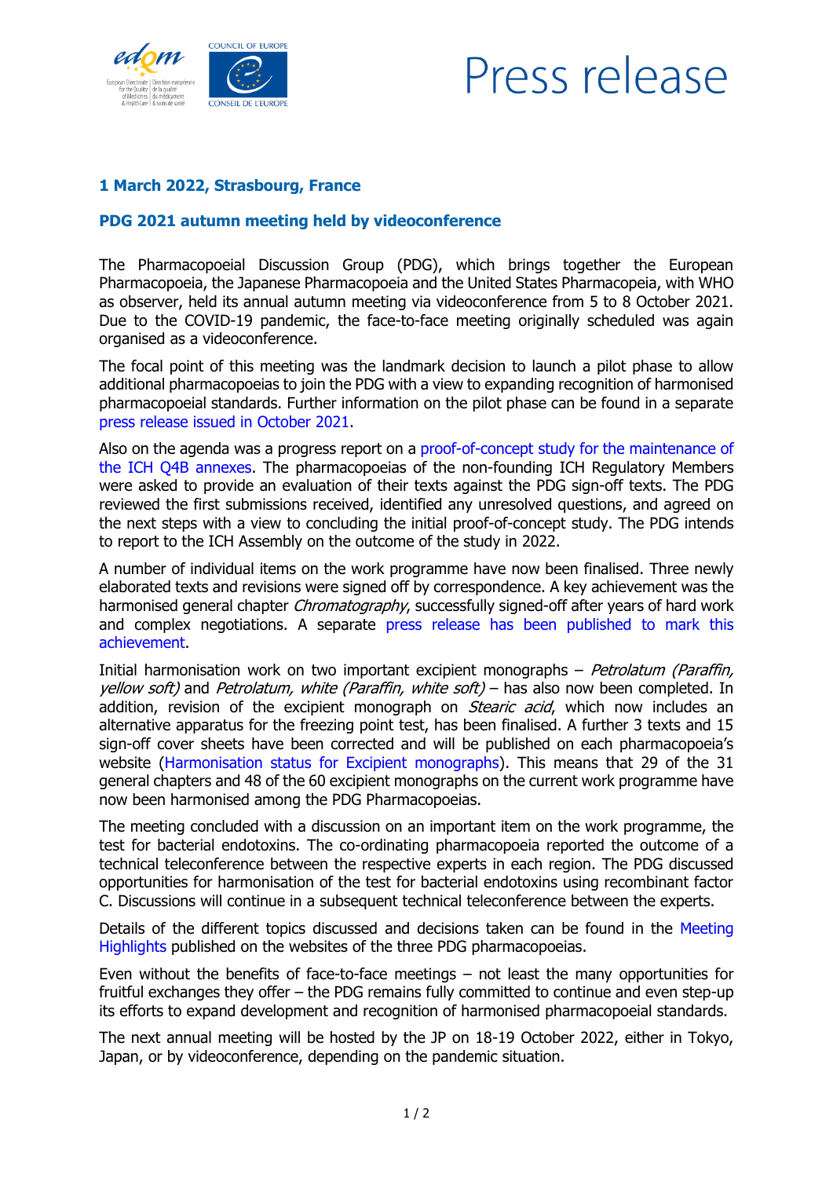# Press release

**1 March 2022, Strasbourg, France**

## PDG 2021 autumn meeting held by videoconference

The Pharmacopoeial Discussion Group (PDG), which brings together the European Pharmacopoeia, the Japanese Pharmacopoeia and the United States Pharmacopeia, with WHO as observer, held its annual autumn meeting via videoconference from 5 to 8 October 2021. Due to the COVID-19 pandemic, the face-to-face meeting originally scheduled was again organised as a videoconference.

The focal point of this meeting was the landmark decision to launch a pilot phase to allow additional pharmacopoeias to join the PDG with a view to expanding recognition of harmonised pharmacopoeial standards. Further information on the pilot phase can be found in a separate press release issued in October 2021.

Also on the agenda was a progress report on a proof-of-concept study for the maintenance of the ICH Q4B annexes. The pharmacopoeias of the non-founding ICH Regulatory Members were asked to provide an evaluation of their texts against the PDG sign-off texts. The PDG reviewed the first submissions received, identified any unresolved questions, and agreed on the next steps with a view to concluding the initial proof-of-concept study. The PDG intends to report to the ICH Assembly on the outcome of the study in 2022.

A number of individual items on the work programme have now been finalised. Three newly elaborated texts and revisions were signed off by correspondence. A key achievement was the harmonised general chapter *Chromatography*, successfully signed-off after years of hard work and complex negotiations. A separate press release has been published to mark this achievement.

Initial harmonisation work on two important excipient monographs – *Petrolatum (Paraffin, yellow soft)* and *Petrolatum, white (Paraffin, white soft)* – has also now been completed. In addition, revision of the excipient monograph on *Stearic acid*, which now includes an alternative apparatus for the freezing point test, has been finalised. A further 3 texts and 15 sign-off cover sheets have been corrected and will be published on each pharmacopoeia's website (Harmonisation status for Excipient monographs). This means that 29 of the 31 general chapters and 48 of the 60 excipient monographs on the current work programme have now been harmonised among the PDG Pharmacopoeias.

The meeting concluded with a discussion on an important item on the work programme, the test for bacterial endotoxins. The co-ordinating pharmacopoeia reported the outcome of a technical teleconference between the respective experts in each region. The PDG discussed opportunities for harmonisation of the test for bacterial endotoxins using recombinant factor C. Discussions will continue in a subsequent technical teleconference between the experts.

Details of the different topics discussed and decisions taken can be found in the Meeting Highlights published on the websites of the three PDG pharmacopoeias.

Even without the benefits of face-to-face meetings – not least the many opportunities for fruitful exchanges they offer – the PDG remains fully committed to continue and even step-up its efforts to expand development and recognition of harmonised pharmacopoeial standards.

The next annual meeting will be hosted by the JP on 18-19 October 2022, either in Tokyo, Japan, or by videoconference, depending on the pandemic situation.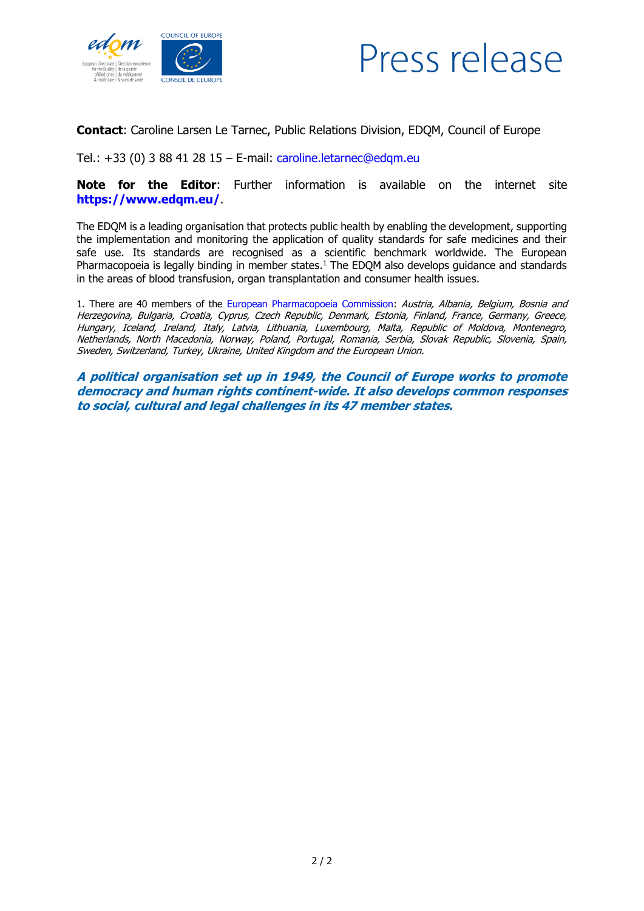# Press release

**Contact**: Caroline Larsen Le Tarnec, Public Relations Division, EDQM, Council of Europe

Tel.: +33 (0) 3 88 41 28 15 – E-mail: caroline.letarnec@edqm.eu

**Note for the Editor**: Further information is available on the internet site **https://www.edqm.eu/**.

The EDQM is a leading organisation that protects public health by enabling the development, supporting the implementation and monitoring the application of quality standards for safe medicines and their safe use. Its standards are recognised as a scientific benchmark worldwide. The European Pharmacopoeia is legally binding in member states.[1] The EDQM also develops guidance and standards in the areas of blood transfusion, organ transplantation and consumer health issues.

1. There are 40 members of the European Pharmacopoeia Commission: *Austria, Albania, Belgium, Bosnia and Herzegovina, Bulgaria, Croatia, Cyprus, Czech Republic, Denmark, Estonia, Finland, France, Germany, Greece, Hungary, Iceland, Ireland, Italy, Latvia, Lithuania, Luxembourg, Malta, Republic of Moldova, Montenegro, Netherlands, North Macedonia, Norway, Poland, Portugal, Romania, Serbia, Slovak Republic, Slovenia, Spain, Sweden, Switzerland, Turkey, Ukraine, United Kingdom and the European Union.*

***A political organisation set up in 1949, the Council of Europe works to promote democracy and human rights continent-wide. It also develops common responses to social, cultural and legal challenges in its 47 member states.***